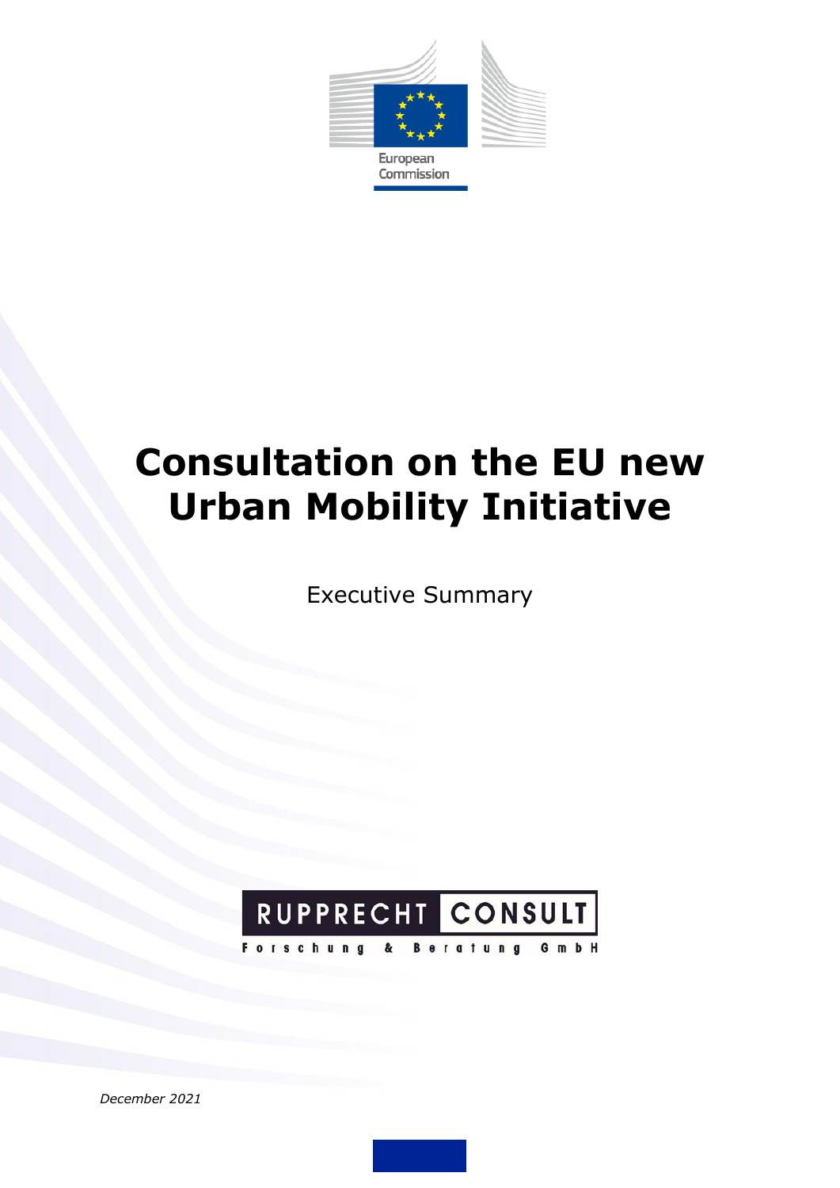European Commission

# Consultation on the EU new Urban Mobility Initiative

Executive Summary

RUPPRECHT CONSULT

Forschung & Beratung GmbH

*December 2021*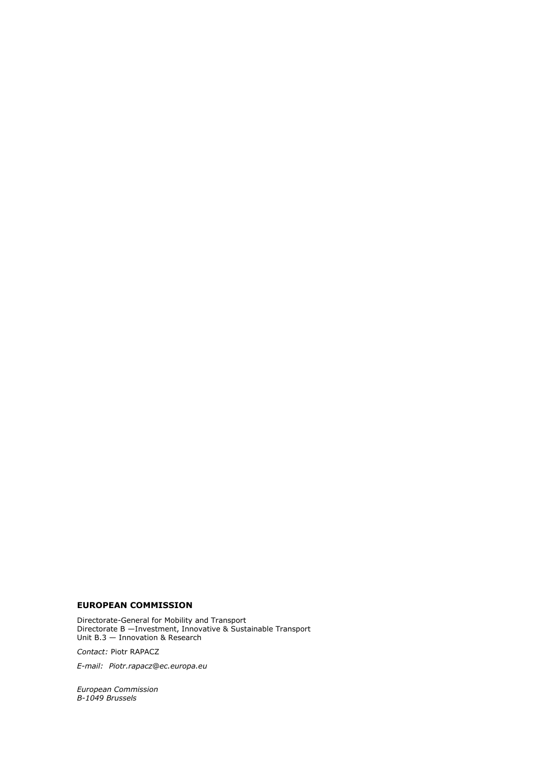**EUROPEAN COMMISSION**

Directorate-General for Mobility and Transport
Directorate B —Investment, Innovative & Sustainable Transport
Unit B.3 — Innovation & Research

*Contact:* Piotr RAPACZ

*E-mail: Piotr.rapacz@ec.europa.eu*

*European Commission*
*B-1049 Brussels*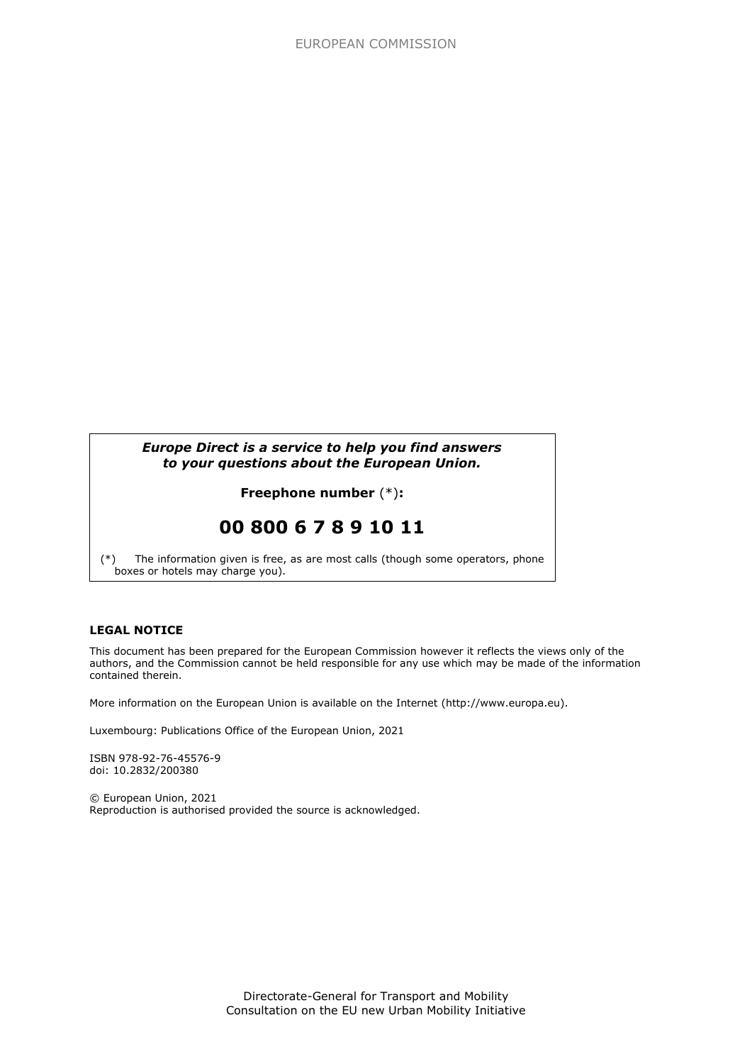***Europe Direct is a service to help you find answers to your questions about the European Union.***

**Freephone number** (*)**:**

## 00 800 6 7 8 9 10 11

(*) The information given is free, as are most calls (though some operators, phone boxes or hotels may charge you).

**LEGAL NOTICE**

This document has been prepared for the European Commission however it reflects the views only of the authors, and the Commission cannot be held responsible for any use which may be made of the information contained therein.

More information on the European Union is available on the Internet (http://www.europa.eu).

Luxembourg: Publications Office of the European Union, 2021

ISBN 978-92-76-45576-9
doi: 10.2832/200380

© European Union, 2021
Reproduction is authorised provided the source is acknowledged.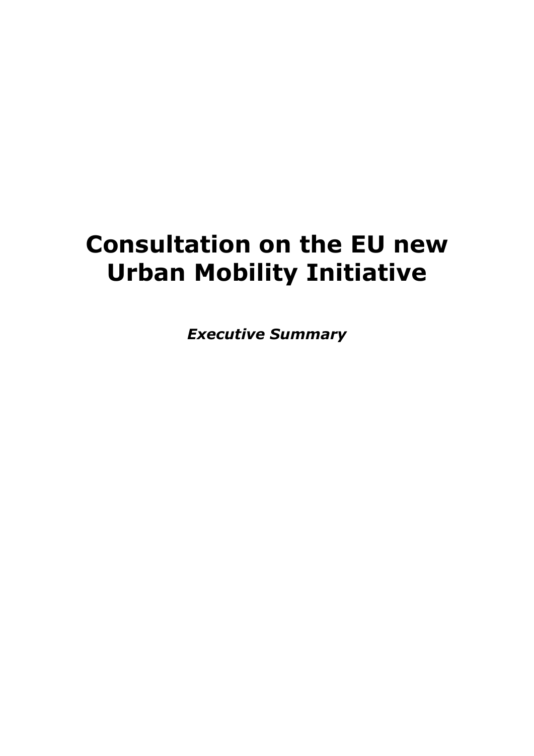# Consultation on the EU new Urban Mobility Initiative

***Executive Summary***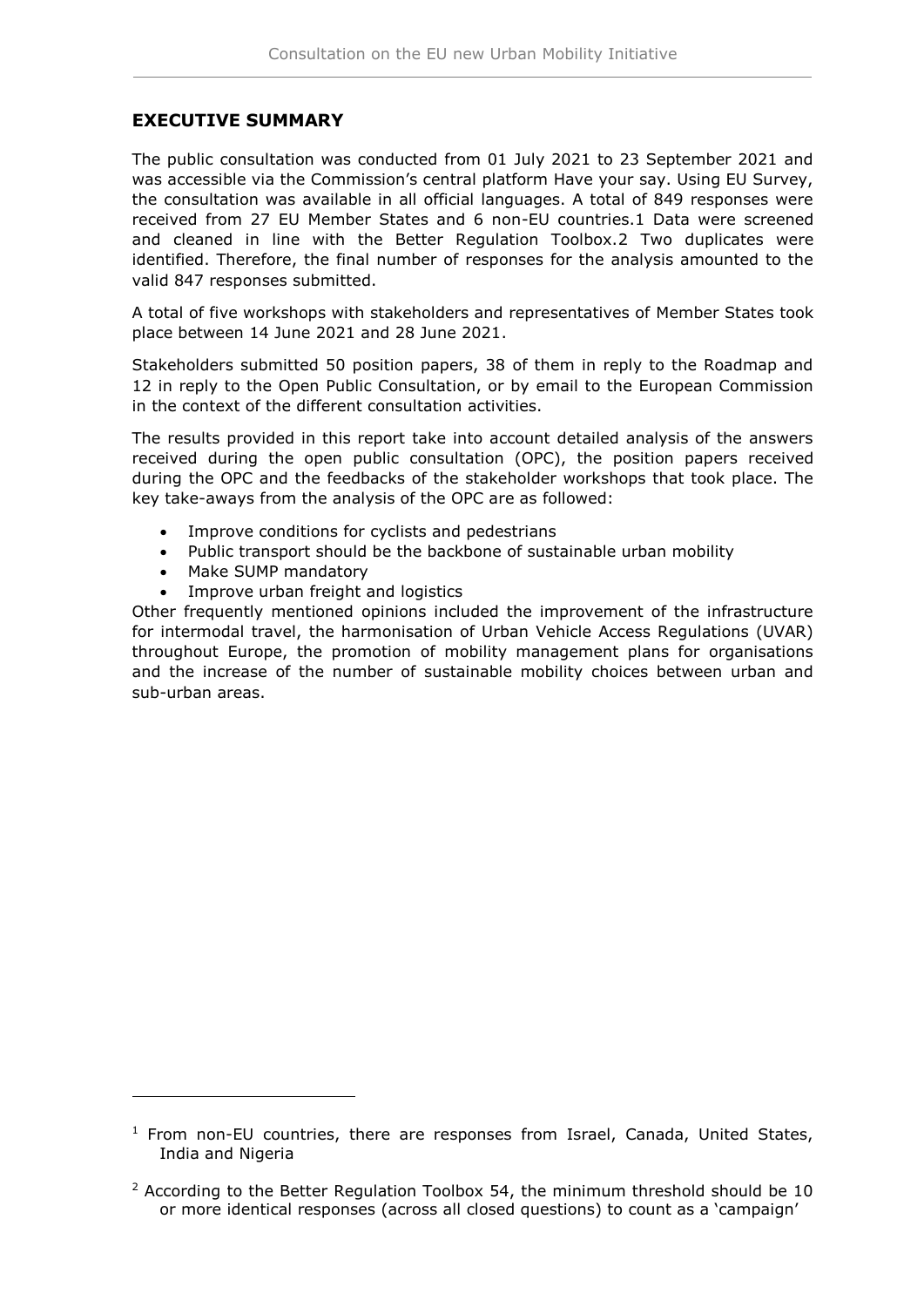## EXECUTIVE SUMMARY

The public consultation was conducted from 01 July 2021 to 23 September 2021 and was accessible via the Commission's central platform Have your say. Using EU Survey, the consultation was available in all official languages. A total of 849 responses were received from 27 EU Member States and 6 non-EU countries.[1] Data were screened and cleaned in line with the Better Regulation Toolbox.[2] Two duplicates were identified. Therefore, the final number of responses for the analysis amounted to the valid 847 responses submitted.

A total of five workshops with stakeholders and representatives of Member States took place between 14 June 2021 and 28 June 2021.

Stakeholders submitted 50 position papers, 38 of them in reply to the Roadmap and 12 in reply to the Open Public Consultation, or by email to the European Commission in the context of the different consultation activities.

The results provided in this report take into account detailed analysis of the answers received during the open public consultation (OPC), the position papers received during the OPC and the feedbacks of the stakeholder workshops that took place. The key take-aways from the analysis of the OPC are as followed:

- Improve conditions for cyclists and pedestrians
- Public transport should be the backbone of sustainable urban mobility
- Make SUMP mandatory
- Improve urban freight and logistics

Other frequently mentioned opinions included the improvement of the infrastructure for intermodal travel, the harmonisation of Urban Vehicle Access Regulations (UVAR) throughout Europe, the promotion of mobility management plans for organisations and the increase of the number of sustainable mobility choices between urban and sub-urban areas.

---

[1] From non-EU countries, there are responses from Israel, Canada, United States, India and Nigeria

[2] According to the Better Regulation Toolbox 54, the minimum threshold should be 10 or more identical responses (across all closed questions) to count as a 'campaign'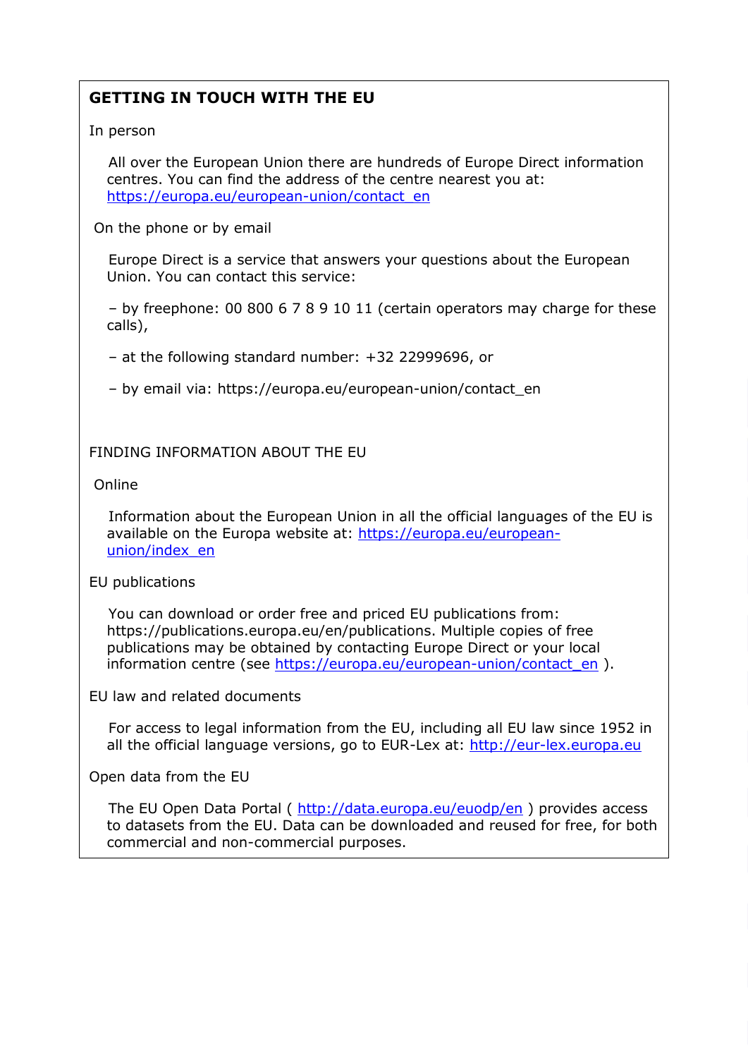## GETTING IN TOUCH WITH THE EU

In person

All over the European Union there are hundreds of Europe Direct information centres. You can find the address of the centre nearest you at: https://europa.eu/european-union/contact_en

On the phone or by email

Europe Direct is a service that answers your questions about the European Union. You can contact this service:

– by freephone: 00 800 6 7 8 9 10 11 (certain operators may charge for these calls),

– at the following standard number: +32 22999696, or

– by email via: https://europa.eu/european-union/contact_en

## FINDING INFORMATION ABOUT THE EU

Online

Information about the European Union in all the official languages of the EU is available on the Europa website at: https://europa.eu/european-union/index_en

EU publications

You can download or order free and priced EU publications from: https://publications.europa.eu/en/publications. Multiple copies of free publications may be obtained by contacting Europe Direct or your local information centre (see https://europa.eu/european-union/contact_en ).

EU law and related documents

For access to legal information from the EU, including all EU law since 1952 in all the official language versions, go to EUR-Lex at: http://eur-lex.europa.eu

Open data from the EU

The EU Open Data Portal ( http://data.europa.eu/euodp/en ) provides access to datasets from the EU. Data can be downloaded and reused for free, for both commercial and non-commercial purposes.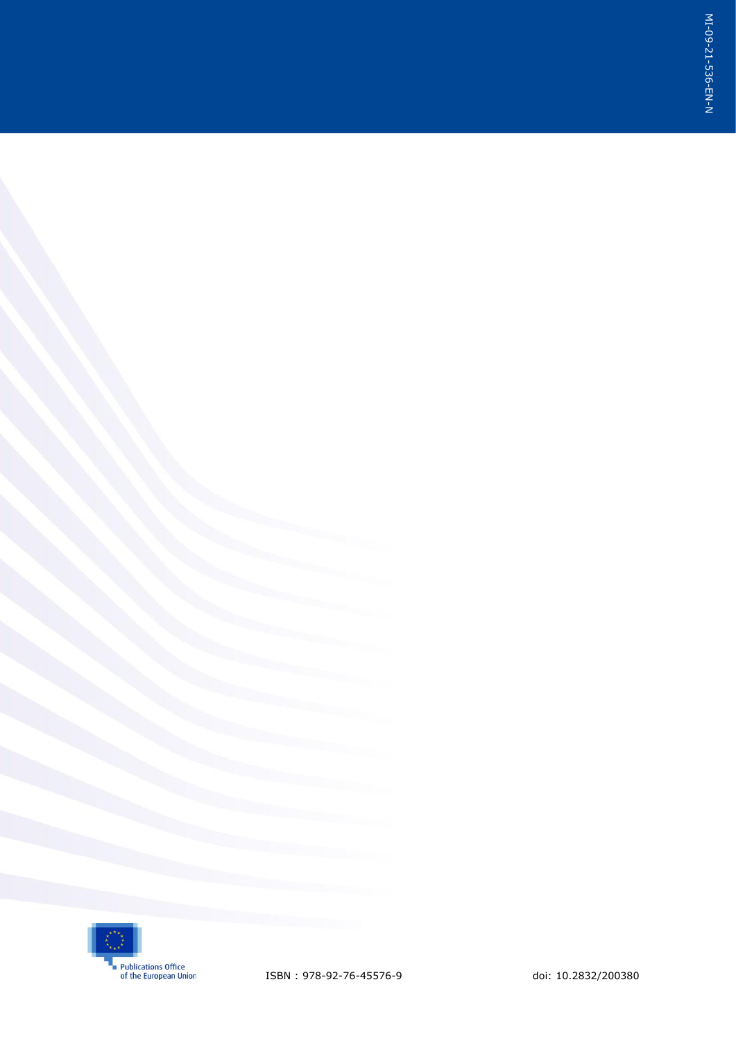MI-09-21-536-EN-N

Publications Office of the European Union

ISBN : 978-92-76-45576-9

doi: 10.2832/200380